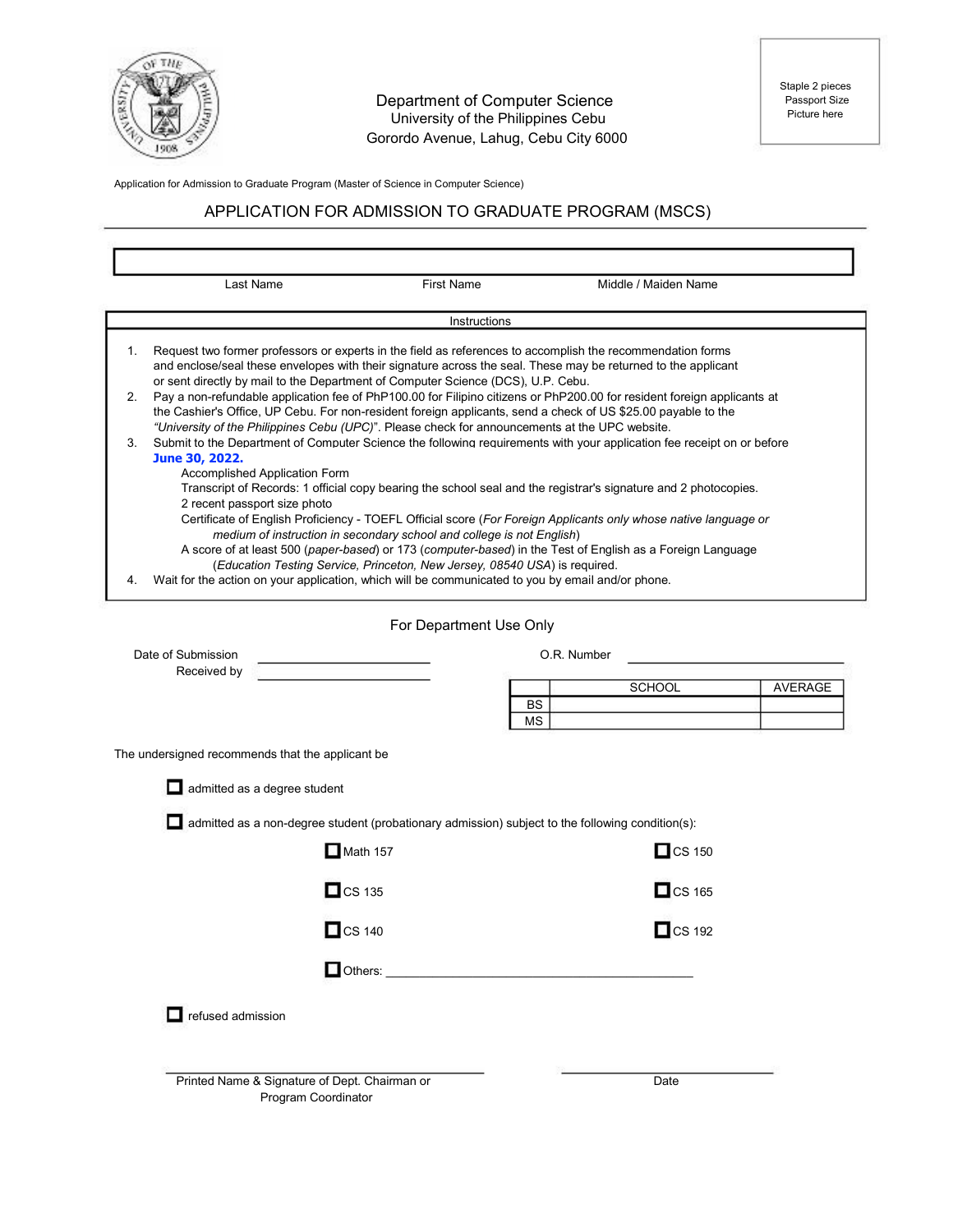Department of Computer Science
University of the Philippines Cebu
Gorordo Avenue, Lahug, Cebu City 6000

Staple 2 pieces Passport Size Picture here

Application for Admission to Graduate Program (Master of Science in Computer Science)

# APPLICATION FOR ADMISSION TO GRADUATE PROGRAM (MSCS)

| Last Name | First Name | Middle / Maiden Name |
|---|---|---|
| | | |

## Instructions

1. Request two former professors or experts in the field as references to accomplish the recommendation forms and enclose/seal these envelopes with their signature across the seal. These may be returned to the applicant or sent directly by mail to the Department of Computer Science (DCS), U.P. Cebu.
2. Pay a non-refundable application fee of PhP100.00 for Filipino citizens or PhP200.00 for resident foreign applicants at the Cashier's Office, UP Cebu. For non-resident foreign applicants, send a check of US $25.00 payable to the *"University of the Philippines Cebu (UPC)"*. Please check for announcements at the UPC website.
3. Submit to the Department of Computer Science the following requirements with your application fee receipt on or before **June 30, 2022.**
   - Accomplished Application Form
   - Transcript of Records: 1 official copy bearing the school seal and the registrar's signature and 2 photocopies.
   - 2 recent passport size photo
   - Certificate of English Proficiency - TOEFL Official score (*For Foreign Applicants only whose native language or medium of instruction in secondary school and college is not English*)
   - A score of at least 500 (*paper-based*) or 173 (*computer-based*) in the Test of English as a Foreign Language (*Education Testing Service, Princeton, New Jersey, 08540 USA*) is required.
4. Wait for the action on your application, which will be communicated to you by email and/or phone.

## For Department Use Only

Date of Submission \_\_\_\_\_\_\_\_\_\_\_\_\_\_\_\_\_\_\_\_

Received by \_\_\_\_\_\_\_\_\_\_\_\_\_\_\_\_\_\_\_\_

O.R. Number \_\_\_\_\_\_\_\_\_\_\_\_\_\_\_\_\_\_\_\_

| | SCHOOL | AVERAGE |
|---|---|---|
| BS | | |
| MS | | |

The undersigned recommends that the applicant be

☐ admitted as a degree student

☐ admitted as a non-degree student (probationary admission) subject to the following condition(s):

| | |
|---|---|
| ☐ Math 157 | ☐ CS 150 |
| ☐ CS 135 | ☐ CS 165 |
| ☐ CS 140 | ☐ CS 192 |

☐ Others: \_\_\_\_\_\_\_\_\_\_\_\_\_\_\_\_\_\_\_\_\_\_\_\_\_\_\_\_\_\_\_\_\_\_\_\_\_\_\_\_

☐ refused admission

\_\_\_\_\_\_\_\_\_\_\_\_\_\_\_\_\_\_\_\_\_\_\_\_\_\_\_\_\_\_\_\_\_\_\_\_\_\_\_\_
Printed Name & Signature of Dept. Chairman or Program Coordinator

\_\_\_\_\_\_\_\_\_\_\_\_\_\_\_\_\_\_\_\_\_\_\_\_\_\_
Date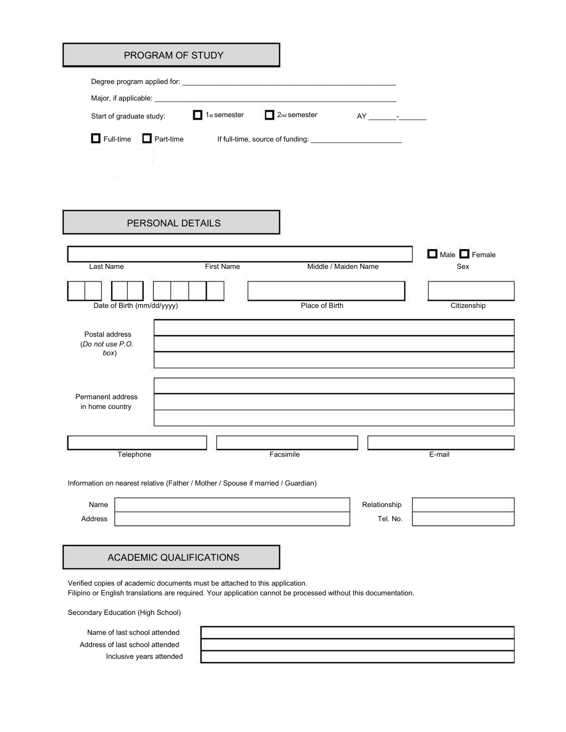## PROGRAM OF STUDY

Degree program applied for: ______________________________________________

Major, if applicable: ______________________________________________

Start of graduate study: ☐ 1st semester ☐ 2nd semester AY _______-_______

☐ Full-time ☐ Part-time If full-time, source of funding: ______________________

## PERSONAL DETAILS

| | | | |
|---|---|---|---|
| Last Name | First Name | Middle / Maiden Name | Sex: ☐ Male ☐ Female |

| | | |
|---|---|---|
| Date of Birth (mm/dd/yyyy) | Place of Birth | Citizenship |

Postal address (*Do not use P.O. box*)

Permanent address in home country

| | | |
|---|---|---|
| Telephone | Facsimile | E-mail |

Information on nearest relative (Father / Mother / Spouse if married / Guardian)

| | | | |
|---|---|---|---|
| Name | | Relationship | |
| Address | | Tel. No. | |

## ACADEMIC QUALIFICATIONS

Verified copies of academic documents must be attached to this application.
Filipino or English translations are required. Your application cannot be processed without this documentation.

Secondary Education (High School)

| | |
|---|---|
| Name of last school attended | |
| Address of last school attended | |
| Inclusive years attended | |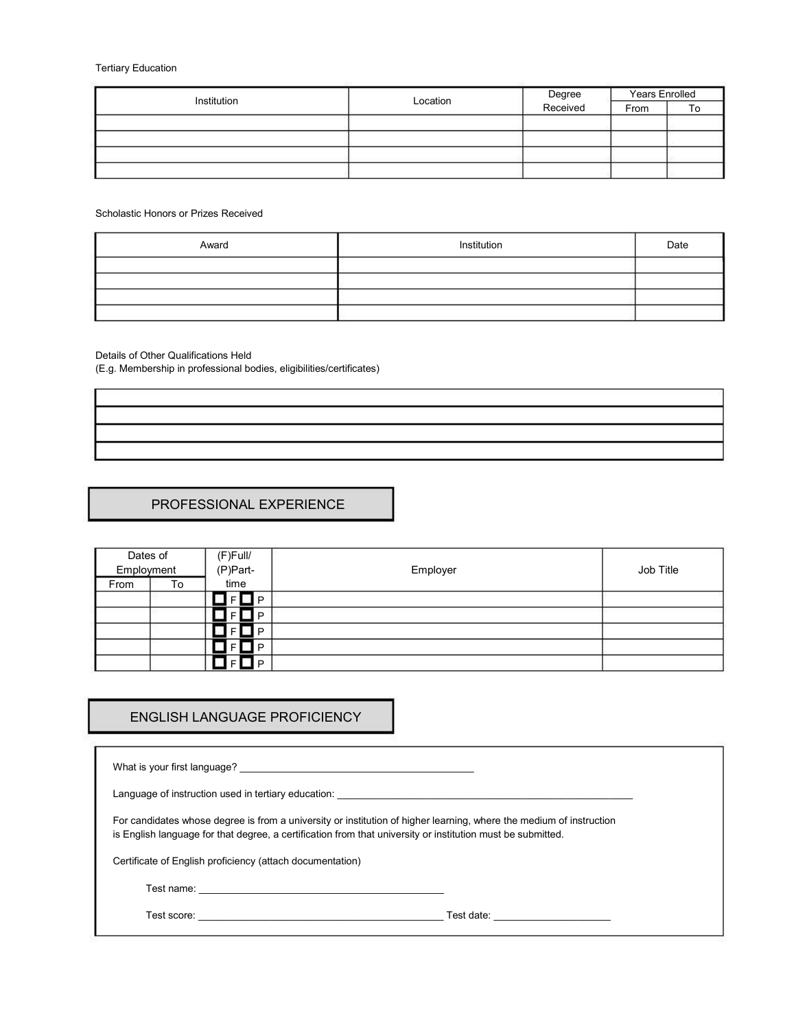Tertiary Education

| Institution | Location | Degree Received | Years Enrolled | |
|---|---|---|---|---|
| | | | From | To |
| | | | | |
| | | | | |
| | | | | |
| | | | | |

Scholastic Honors or Prizes Received

| Award | Institution | Date |
|---|---|---|
| | | |
| | | |
| | | |
| | | |

Details of Other Qualifications Held
(E.g. Membership in professional bodies, eligibilities/certificates)

| |
|---|
| |
| |
| |
| |

## PROFESSIONAL EXPERIENCE

| Dates of Employment | | (F)Full/ (P)Part-time | Employer | Job Title |
|---|---|---|---|---|
| From | To | | | |
| | | ☐ F ☐ P | | |
| | | ☐ F ☐ P | | |
| | | ☐ F ☐ P | | |
| | | ☐ F ☐ P | | |
| | | ☐ F ☐ P | | |

## ENGLISH LANGUAGE PROFICIENCY

What is your first language? ______________________________

Language of instruction used in tertiary education: ______________________________

For candidates whose degree is from a university or institution of higher learning, where the medium of instruction is English language for that degree, a certification from that university or institution must be submitted.

Certificate of English proficiency (attach documentation)

Test name: ______________________________

Test score: ______________________________ Test date: ________________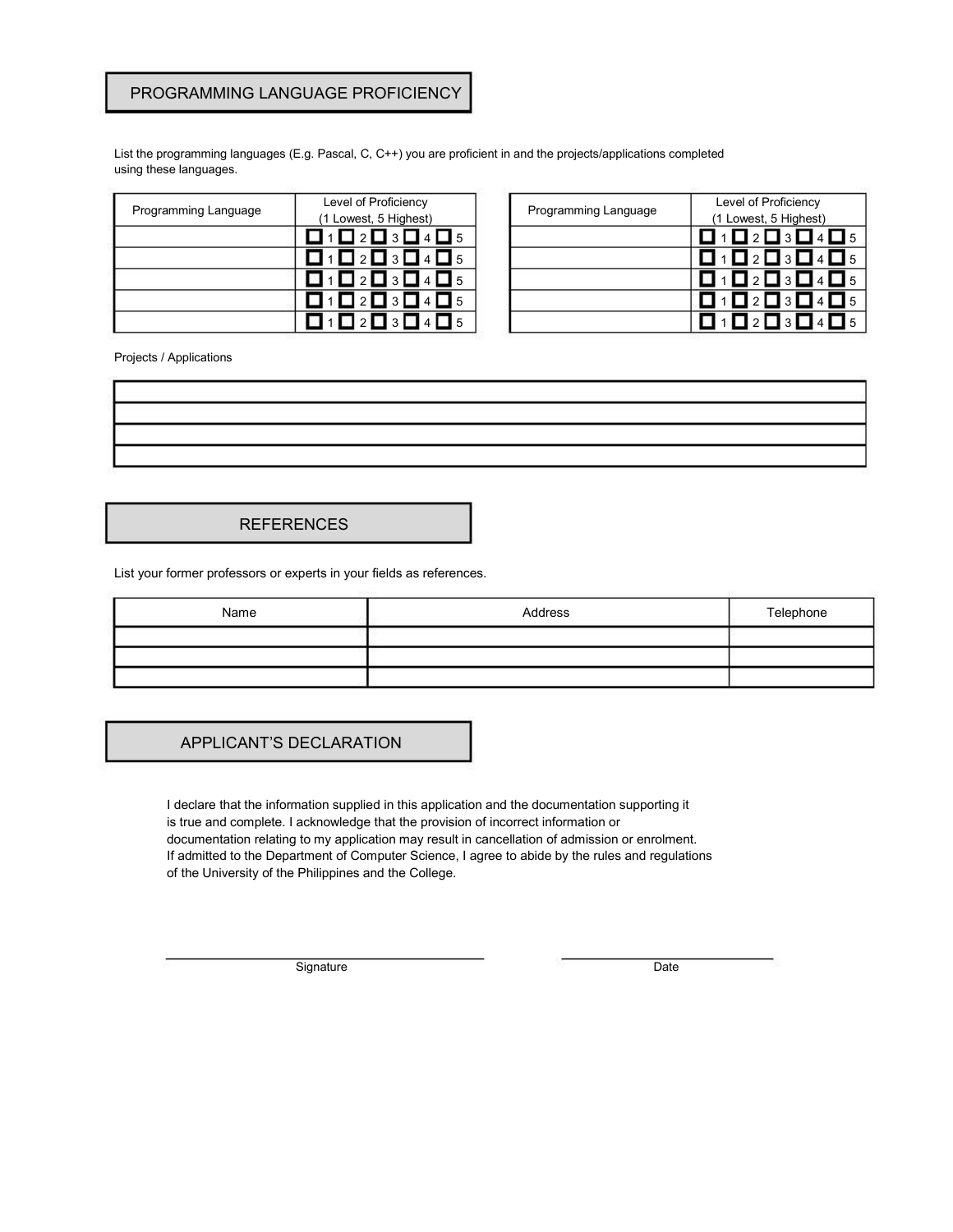## PROGRAMMING LANGUAGE PROFICIENCY

List the programming languages (E.g. Pascal, C, C++) you are proficient in and the projects/applications completed using these languages.

| Programming Language | Level of Proficiency (1 Lowest, 5 Highest) | Programming Language | Level of Proficiency (1 Lowest, 5 Highest) |
|---|---|---|---|
| | ☐ 1 ☐ 2 ☐ 3 ☐ 4 ☐ 5 | | ☐ 1 ☐ 2 ☐ 3 ☐ 4 ☐ 5 |
| | ☐ 1 ☐ 2 ☐ 3 ☐ 4 ☐ 5 | | ☐ 1 ☐ 2 ☐ 3 ☐ 4 ☐ 5 |
| | ☐ 1 ☐ 2 ☐ 3 ☐ 4 ☐ 5 | | ☐ 1 ☐ 2 ☐ 3 ☐ 4 ☐ 5 |
| | ☐ 1 ☐ 2 ☐ 3 ☐ 4 ☐ 5 | | ☐ 1 ☐ 2 ☐ 3 ☐ 4 ☐ 5 |
| | ☐ 1 ☐ 2 ☐ 3 ☐ 4 ☐ 5 | | ☐ 1 ☐ 2 ☐ 3 ☐ 4 ☐ 5 |

Projects / Applications

| |
|---|
| |
| |
| |
| |

## REFERENCES

List your former professors or experts in your fields as references.

| Name | Address | Telephone |
|---|---|---|
| | | |
| | | |
| | | |

## APPLICANT'S DECLARATION

I declare that the information supplied in this application and the documentation supporting it is true and complete. I acknowledge that the provision of incorrect information or documentation relating to my application may result in cancellation of admission or enrolment. If admitted to the Department of Computer Science, I agree to abide by the rules and regulations of the University of the Philippines and the College.

______________________________ Signature

______________________________ Date